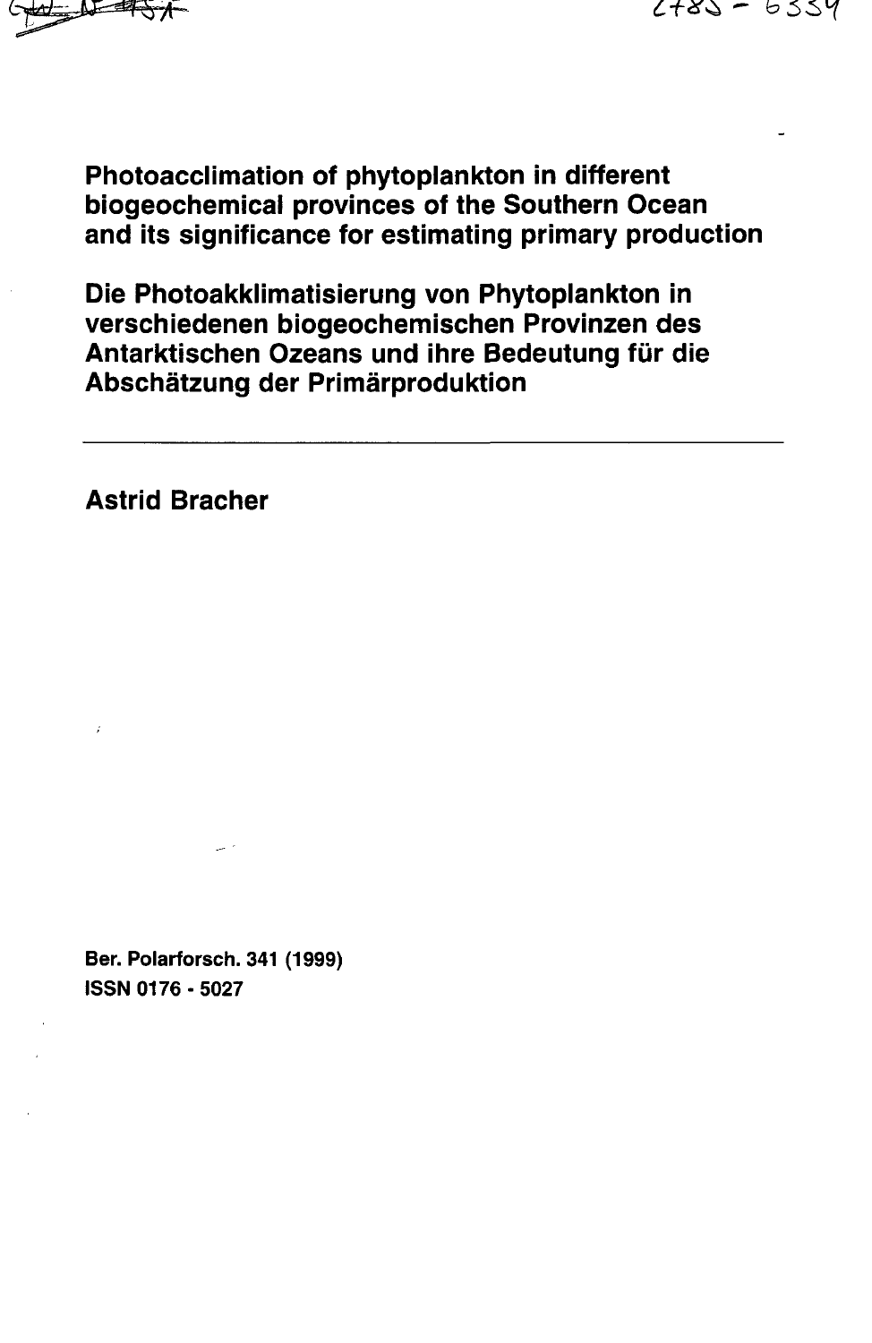# Photoacclimation of phytoplankton in different biogeochemical provinces of the Southern Ocean and its significance for estimating primary production

# Die Photoakklimatisierung von Phytoplankton in verschiedenen biogeochemischen Provinzen des Antarktischen Ozeans und ihre Bedeutung für die Abschätzung der Primärproduktion

---

**Astrid Bracher**

**Ber. Polarforsch. 341 (1999)**
**ISSN 0176 - 5027**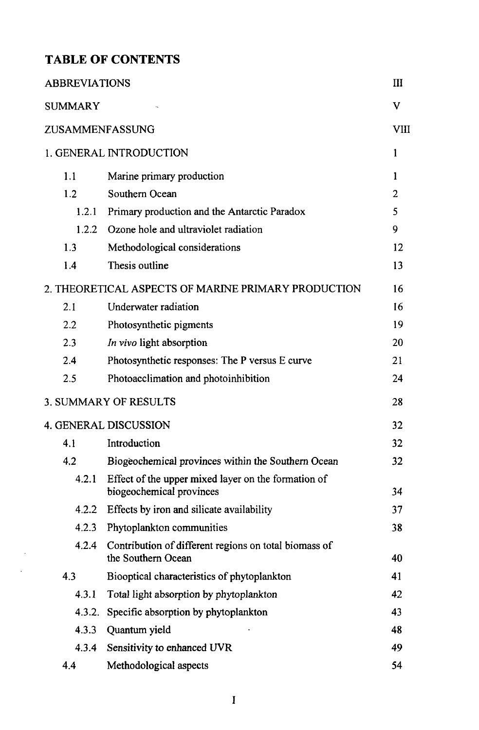# TABLE OF CONTENTS

| | | |
|---|---|---|
| ABBREVIATIONS | | III |
| SUMMARY | | V |
| ZUSAMMENFASSUNG | | VIII |
| 1. GENERAL INTRODUCTION | | 1 |
| 1.1 | Marine primary production | 1 |
| 1.2 | Southern Ocean | 2 |
| 1.2.1 | Primary production and the Antarctic Paradox | 5 |
| 1.2.2 | Ozone hole and ultraviolet radiation | 9 |
| 1.3 | Methodological considerations | 12 |
| 1.4 | Thesis outline | 13 |
| 2. THEORETICAL ASPECTS OF MARINE PRIMARY PRODUCTION | | 16 |
| 2.1 | Underwater radiation | 16 |
| 2.2 | Photosynthetic pigments | 19 |
| 2.3 | *In vivo* light absorption | 20 |
| 2.4 | Photosynthetic responses: The P versus E curve | 21 |
| 2.5 | Photoacclimation and photoinhibition | 24 |
| 3. SUMMARY OF RESULTS | | 28 |
| 4. GENERAL DISCUSSION | | 32 |
| 4.1 | Introduction | 32 |
| 4.2 | Biogeochemical provinces within the Southern Ocean | 32 |
| 4.2.1 | Effect of the upper mixed layer on the formation of biogeochemical provinces | 34 |
| 4.2.2 | Effects by iron and silicate availability | 37 |
| 4.2.3 | Phytoplankton communities | 38 |
| 4.2.4 | Contribution of different regions on total biomass of the Southern Ocean | 40 |
| 4.3 | Biooptical characteristics of phytoplankton | 41 |
| 4.3.1 | Total light absorption by phytoplankton | 42 |
| 4.3.2. | Specific absorption by phytoplankton | 43 |
| 4.3.3 | Quantum yield | 48 |
| 4.3.4 | Sensitivity to enhanced UVR | 49 |
| 4.4 | Methodological aspects | 54 |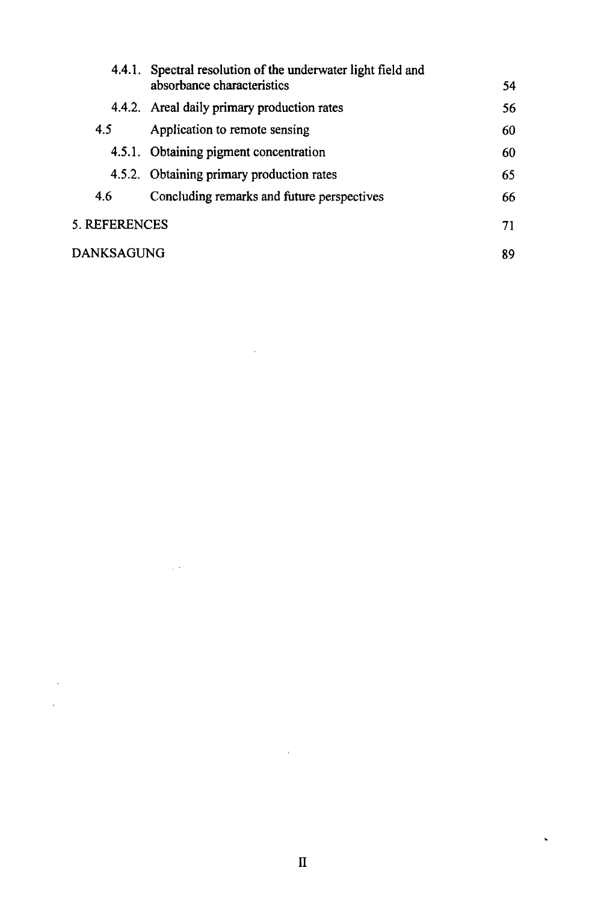| | | |
|---|---|---|
| 4.4.1. | Spectral resolution of the underwater light field and absorbance characteristics | 54 |
| 4.4.2. | Areal daily primary production rates | 56 |
| 4.5 | Application to remote sensing | 60 |
| 4.5.1. | Obtaining pigment concentration | 60 |
| 4.5.2. | Obtaining primary production rates | 65 |
| 4.6 | Concluding remarks and future perspectives | 66 |
| 5. REFERENCES | | 71 |
| DANKSAGUNG | | 89 |